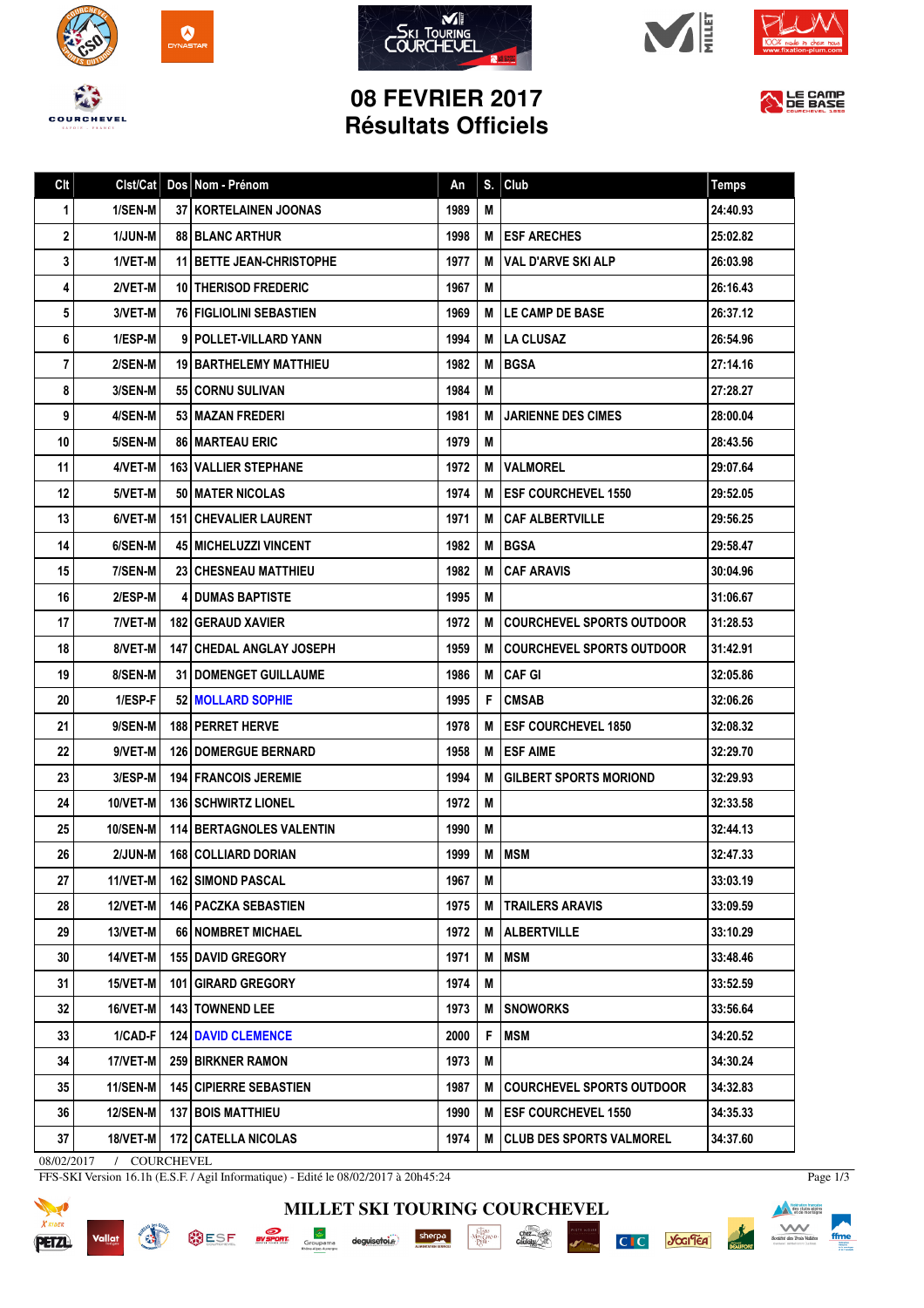# 08 FEVRIER 2017
# Résultats Officiels

| Clt | Clst/Cat | Dos | Nom - Prénom | An | S. | Club | Temps |
|---|---|---|---|---|---|---|---|
| 1 | 1/SEN-M | 37 | KORTELAINEN JOONAS | 1989 | M | | 24:40.93 |
| 2 | 1/JUN-M | 88 | BLANC ARTHUR | 1998 | M | ESF ARECHES | 25:02.82 |
| 3 | 1/VET-M | 11 | BETTE JEAN-CHRISTOPHE | 1977 | M | VAL D'ARVE SKI ALP | 26:03.98 |
| 4 | 2/VET-M | 10 | THERISOD FREDERIC | 1967 | M | | 26:16.43 |
| 5 | 3/VET-M | 76 | FIGLIOLINI SEBASTIEN | 1969 | M | LE CAMP DE BASE | 26:37.12 |
| 6 | 1/ESP-M | 9 | POLLET-VILLARD YANN | 1994 | M | LA CLUSAZ | 26:54.96 |
| 7 | 2/SEN-M | 19 | BARTHELEMY MATTHIEU | 1982 | M | BGSA | 27:14.16 |
| 8 | 3/SEN-M | 55 | CORNU SULIVAN | 1984 | M | | 27:28.27 |
| 9 | 4/SEN-M | 53 | MAZAN FREDERI | 1981 | M | JARIENNE DES CIMES | 28:00.04 |
| 10 | 5/SEN-M | 86 | MARTEAU ERIC | 1979 | M | | 28:43.56 |
| 11 | 4/VET-M | 163 | VALLIER STEPHANE | 1972 | M | VALMOREL | 29:07.64 |
| 12 | 5/VET-M | 50 | MATER NICOLAS | 1974 | M | ESF COURCHEVEL 1550 | 29:52.05 |
| 13 | 6/VET-M | 151 | CHEVALIER LAURENT | 1971 | M | CAF ALBERTVILLE | 29:56.25 |
| 14 | 6/SEN-M | 45 | MICHELUZZI VINCENT | 1982 | M | BGSA | 29:58.47 |
| 15 | 7/SEN-M | 23 | CHESNEAU MATTHIEU | 1982 | M | CAF ARAVIS | 30:04.96 |
| 16 | 2/ESP-M | 4 | DUMAS BAPTISTE | 1995 | M | | 31:06.67 |
| 17 | 7/VET-M | 182 | GERAUD XAVIER | 1972 | M | COURCHEVEL SPORTS OUTDOOR | 31:28.53 |
| 18 | 8/VET-M | 147 | CHEDAL ANGLAY JOSEPH | 1959 | M | COURCHEVEL SPORTS OUTDOOR | 31:42.91 |
| 19 | 8/SEN-M | 31 | DOMENGET GUILLAUME | 1986 | M | CAF GI | 32:05.86 |
| 20 | 1/ESP-F | 52 | MOLLARD SOPHIE | 1995 | F | CMSAB | 32:06.26 |
| 21 | 9/SEN-M | 188 | PERRET HERVE | 1978 | M | ESF COURCHEVEL 1850 | 32:08.32 |
| 22 | 9/VET-M | 126 | DOMERGUE BERNARD | 1958 | M | ESF AIME | 32:29.70 |
| 23 | 3/ESP-M | 194 | FRANCOIS JEREMIE | 1994 | M | GILBERT SPORTS MORIOND | 32:29.93 |
| 24 | 10/VET-M | 136 | SCHWIRTZ LIONEL | 1972 | M | | 32:33.58 |
| 25 | 10/SEN-M | 114 | BERTAGNOLES VALENTIN | 1990 | M | | 32:44.13 |
| 26 | 2/JUN-M | 168 | COLLIARD DORIAN | 1999 | M | MSM | 32:47.33 |
| 27 | 11/VET-M | 162 | SIMOND PASCAL | 1967 | M | | 33:03.19 |
| 28 | 12/VET-M | 146 | PACZKA SEBASTIEN | 1975 | M | TRAILERS ARAVIS | 33:09.59 |
| 29 | 13/VET-M | 66 | NOMBRET MICHAEL | 1972 | M | ALBERTVILLE | 33:10.29 |
| 30 | 14/VET-M | 155 | DAVID GREGORY | 1971 | M | MSM | 33:48.46 |
| 31 | 15/VET-M | 101 | GIRARD GREGORY | 1974 | M | | 33:52.59 |
| 32 | 16/VET-M | 143 | TOWNEND LEE | 1973 | M | SNOWORKS | 33:56.64 |
| 33 | 1/CAD-F | 124 | DAVID CLEMENCE | 2000 | F | MSM | 34:20.52 |
| 34 | 17/VET-M | 259 | BIRKNER RAMON | 1973 | M | | 34:30.24 |
| 35 | 11/SEN-M | 145 | CIPIERRE SEBASTIEN | 1987 | M | COURCHEVEL SPORTS OUTDOOR | 34:32.83 |
| 36 | 12/SEN-M | 137 | BOIS MATTHIEU | 1990 | M | ESF COURCHEVEL 1550 | 34:35.33 |
| 37 | 18/VET-M | 172 | CATELLA NICOLAS | 1974 | M | CLUB DES SPORTS VALMOREL | 34:37.60 |

08/02/2017 / COURCHEVEL

FFS-SKI Version 16.1h (E.S.F. / Agil Informatique) - Edité le 08/02/2017 à 20h45:24

MILLET SKI TOURING COURCHEVEL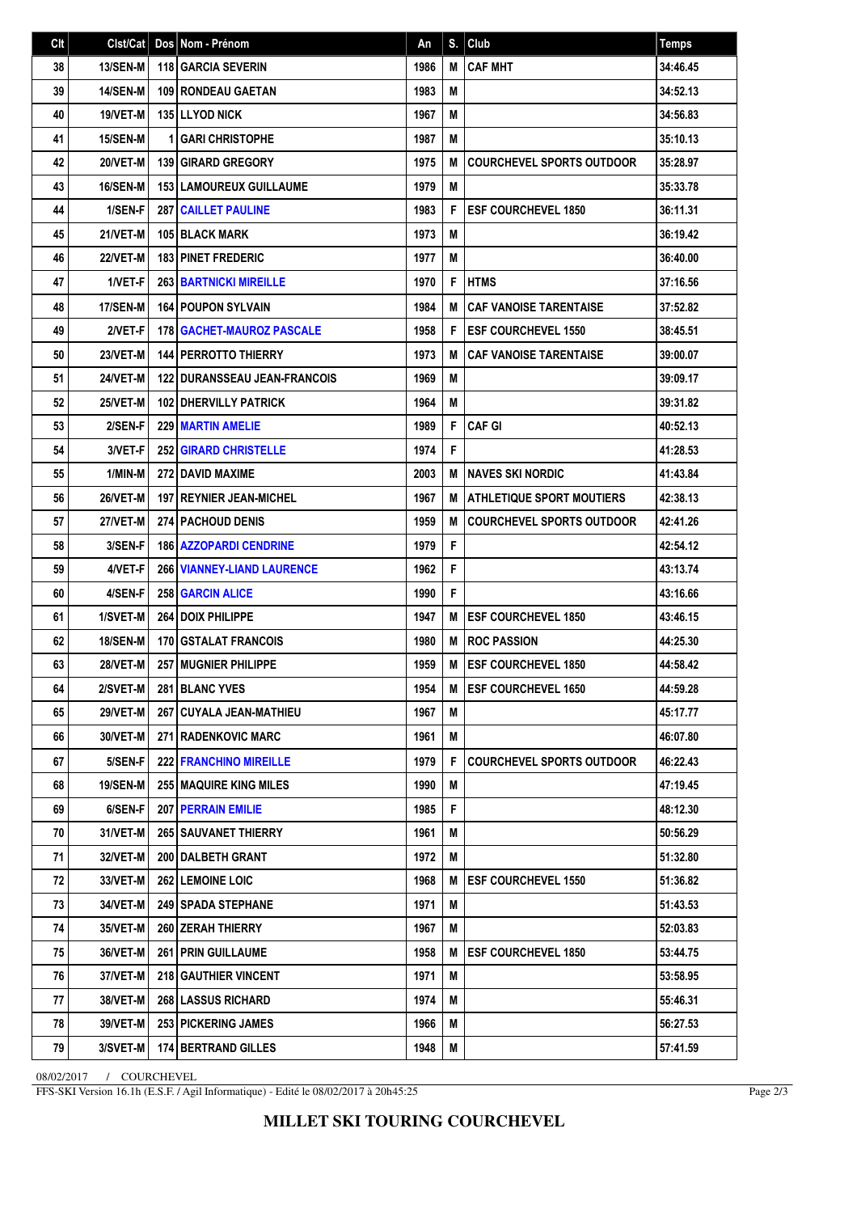| Clt | Clst/Cat | Dos | Nom - Prénom | An | S. | Club | Temps |
|---|---|---|---|---|---|---|---|
| 38 | 13/SEN-M | 118 | GARCIA SEVERIN | 1986 | M | CAF MHT | 34:46.45 |
| 39 | 14/SEN-M | 109 | RONDEAU GAETAN | 1983 | M | | 34:52.13 |
| 40 | 19/VET-M | 135 | LLYOD NICK | 1967 | M | | 34:56.83 |
| 41 | 15/SEN-M | 1 | GARI CHRISTOPHE | 1987 | M | | 35:10.13 |
| 42 | 20/VET-M | 139 | GIRARD GREGORY | 1975 | M | COURCHEVEL SPORTS OUTDOOR | 35:28.97 |
| 43 | 16/SEN-M | 153 | LAMOUREUX GUILLAUME | 1979 | M | | 35:33.78 |
| 44 | 1/SEN-F | 287 | CAILLET PAULINE | 1983 | F | ESF COURCHEVEL 1850 | 36:11.31 |
| 45 | 21/VET-M | 105 | BLACK MARK | 1973 | M | | 36:19.42 |
| 46 | 22/VET-M | 183 | PINET FREDERIC | 1977 | M | | 36:40.00 |
| 47 | 1/VET-F | 263 | BARTNICKI MIREILLE | 1970 | F | HTMS | 37:16.56 |
| 48 | 17/SEN-M | 164 | POUPON SYLVAIN | 1984 | M | CAF VANOISE TARENTAISE | 37:52.82 |
| 49 | 2/VET-F | 178 | GACHET-MAUROZ PASCALE | 1958 | F | ESF COURCHEVEL 1550 | 38:45.51 |
| 50 | 23/VET-M | 144 | PERROTTO THIERRY | 1973 | M | CAF VANOISE TARENTAISE | 39:00.07 |
| 51 | 24/VET-M | 122 | DURANSSEAU JEAN-FRANCOIS | 1969 | M | | 39:09.17 |
| 52 | 25/VET-M | 102 | DHERVILLY PATRICK | 1964 | M | | 39:31.82 |
| 53 | 2/SEN-F | 229 | MARTIN AMELIE | 1989 | F | CAF GI | 40:52.13 |
| 54 | 3/VET-F | 252 | GIRARD CHRISTELLE | 1974 | F | | 41:28.53 |
| 55 | 1/MIN-M | 272 | DAVID MAXIME | 2003 | M | NAVES SKI NORDIC | 41:43.84 |
| 56 | 26/VET-M | 197 | REYNIER JEAN-MICHEL | 1967 | M | ATHLETIQUE SPORT MOUTIERS | 42:38.13 |
| 57 | 27/VET-M | 274 | PACHOUD DENIS | 1959 | M | COURCHEVEL SPORTS OUTDOOR | 42:41.26 |
| 58 | 3/SEN-F | 186 | AZZOPARDI CENDRINE | 1979 | F | | 42:54.12 |
| 59 | 4/VET-F | 266 | VIANNEY-LIAND LAURENCE | 1962 | F | | 43:13.74 |
| 60 | 4/SEN-F | 258 | GARCIN ALICE | 1990 | F | | 43:16.66 |
| 61 | 1/SVET-M | 264 | DOIX PHILIPPE | 1947 | M | ESF COURCHEVEL 1850 | 43:46.15 |
| 62 | 18/SEN-M | 170 | GSTALAT FRANCOIS | 1980 | M | ROC PASSION | 44:25.30 |
| 63 | 28/VET-M | 257 | MUGNIER PHILIPPE | 1959 | M | ESF COURCHEVEL 1850 | 44:58.42 |
| 64 | 2/SVET-M | 281 | BLANC YVES | 1954 | M | ESF COURCHEVEL 1650 | 44:59.28 |
| 65 | 29/VET-M | 267 | CUYALA JEAN-MATHIEU | 1967 | M | | 45:17.77 |
| 66 | 30/VET-M | 271 | RADENKOVIC MARC | 1961 | M | | 46:07.80 |
| 67 | 5/SEN-F | 222 | FRANCHINO MIREILLE | 1979 | F | COURCHEVEL SPORTS OUTDOOR | 46:22.43 |
| 68 | 19/SEN-M | 255 | MAQUIRE KING MILES | 1990 | M | | 47:19.45 |
| 69 | 6/SEN-F | 207 | PERRAIN EMILIE | 1985 | F | | 48:12.30 |
| 70 | 31/VET-M | 265 | SAUVANET THIERRY | 1961 | M | | 50:56.29 |
| 71 | 32/VET-M | 200 | DALBETH GRANT | 1972 | M | | 51:32.80 |
| 72 | 33/VET-M | 262 | LEMOINE LOIC | 1968 | M | ESF COURCHEVEL 1550 | 51:36.82 |
| 73 | 34/VET-M | 249 | SPADA STEPHANE | 1971 | M | | 51:43.53 |
| 74 | 35/VET-M | 260 | ZERAH THIERRY | 1967 | M | | 52:03.83 |
| 75 | 36/VET-M | 261 | PRIN GUILLAUME | 1958 | M | ESF COURCHEVEL 1850 | 53:44.75 |
| 76 | 37/VET-M | 218 | GAUTHIER VINCENT | 1971 | M | | 53:58.95 |
| 77 | 38/VET-M | 268 | LASSUS RICHARD | 1974 | M | | 55:46.31 |
| 78 | 39/VET-M | 253 | PICKERING JAMES | 1966 | M | | 56:27.53 |
| 79 | 3/SVET-M | 174 | BERTRAND GILLES | 1948 | M | | 57:41.59 |

08/02/2017 / COURCHEVEL

FFS-SKI Version 16.1h (E.S.F. / Agil Informatique) - Edité le 08/02/2017 à 20h45:25

**MILLET SKI TOURING COURCHEVEL**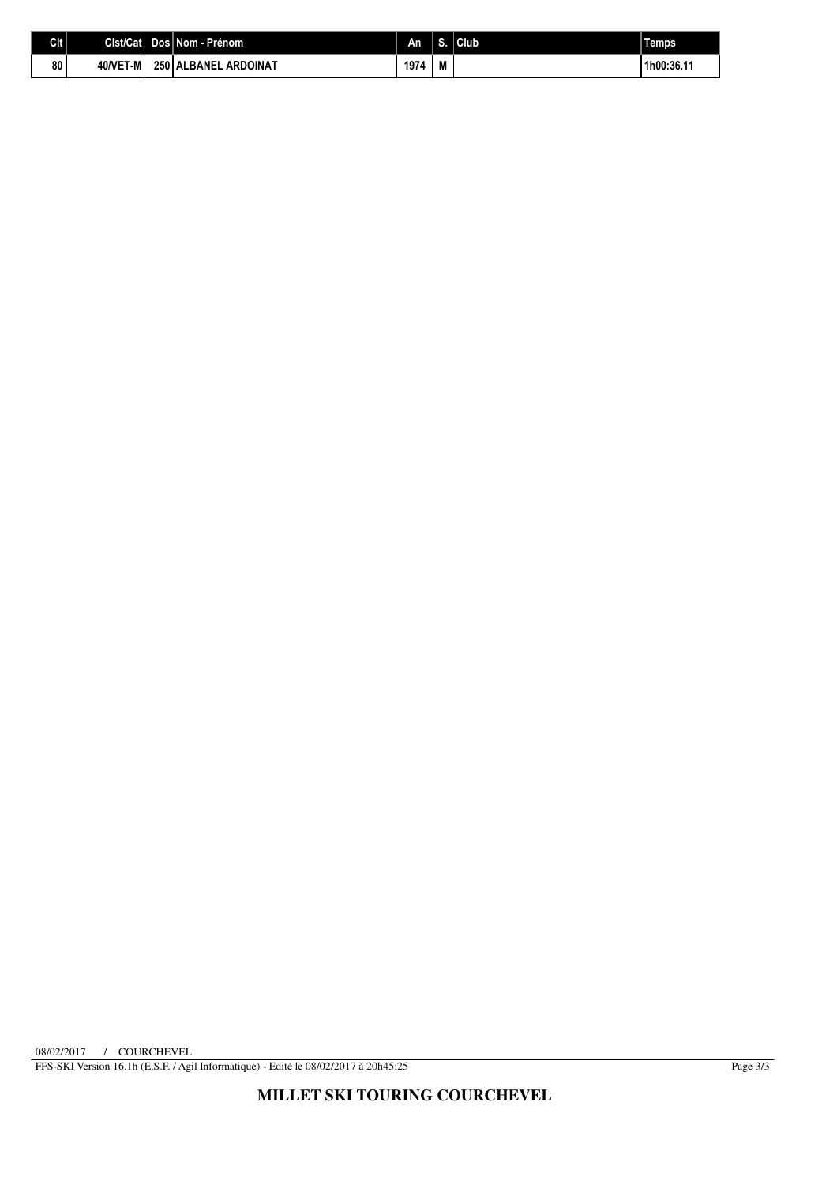| Clt | Clst/Cat | Dos | Nom - Prénom | An | S. | Club | Temps |
|---|---|---|---|---|---|---|---|
| 80 | 40/VET-M | 250 | ALBANEL ARDOINAT | 1974 | M | | 1h00:36.11 |

08/02/2017 / COURCHEVEL

FFS-SKI Version 16.1h (E.S.F. / Agil Informatique) - Edité le 08/02/2017 à 20h45:25

**MILLET SKI TOURING COURCHEVEL**